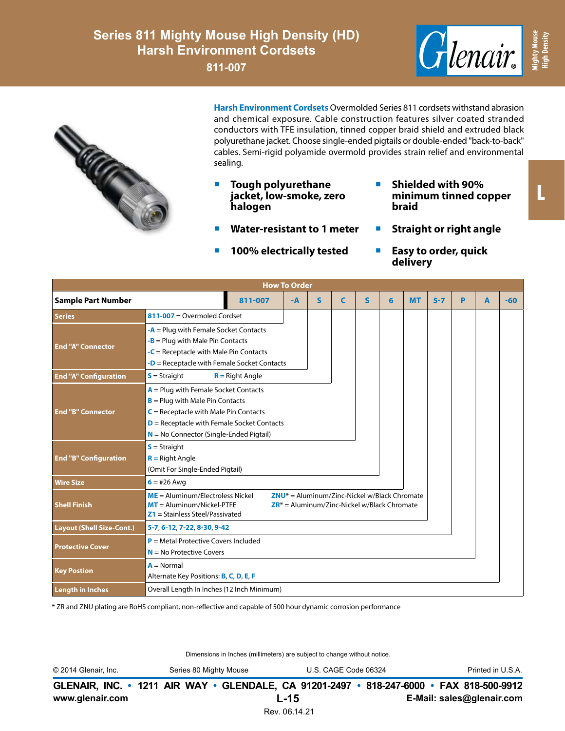# Series 811 Mighty Mouse High Density (HD)
## Harsh Environment Cordsets
### 811-007

**Harsh Environment Cordsets** Overmolded Series 811 cordsets withstand abrasion and chemical exposure. Cable construction features silver coated stranded conductors with TFE insulation, tinned copper braid shield and extruded black polyurethane jacket. Choose single-ended pigtails or double-ended "back-to-back" cables. Semi-rigid polyamide overmold provides strain relief and environmental sealing.

- **Tough polyurethane jacket, low-smoke, zero halogen**
- **Water-resistant to 1 meter**
- **100% electrically tested**
- **Shielded with 90% minimum tinned copper braid**
- **Straight or right angle**
- **Easy to order, quick delivery**

## How To Order

| Sample Part Number | 811-007 | -A | S | C | S | 6 | MT | 5-7 | P | A | -60 |
|---|---|---|---|---|---|---|---|---|---|---|---|

| Field | Options |
|---|---|
| Series | 811-007 = Overmoled Cordset |
| End "A" Connector | -A = Plug with Female Socket Contacts<br>-B = Plug with Male Pin Contacts<br>-C = Receptacle with Male Pin Contacts<br>-D = Receptacle with Female Socket Contacts |
| End "A" Configuration | S = Straight &nbsp;&nbsp; R = Right Angle |
| End "B" Connector | A = Plug with Female Socket Contacts<br>B = Plug with Male Pin Contacts<br>C = Receptacle with Male Pin Contacts<br>D = Receptacle with Female Socket Contacts<br>N = No Connector (Single-Ended Pigtail) |
| End "B" Configuration | S = Straight<br>R = Right Angle<br>(Omit For Single-Ended Pigtail) |
| Wire Size | 6 = #26 Awg |
| Shell Finish | ME = Aluminum/Electroless Nickel<br>MT = Aluminum/Nickel-PTFE<br>Z1 = Stainless Steel/Passivated<br>ZNU* = Aluminum/Zinc-Nickel w/Black Chromate<br>ZR* = Aluminum/Zinc-Nickel w/Black Chromate |
| Layout (Shell Size-Cont.) | 5-7, 6-12, 7-22, 8-30, 9-42 |
| Protective Cover | P = Metal Protective Covers Included<br>N = No Protective Covers |
| Key Postion | A = Normal<br>Alternate Key Positions: B, C, D, E, F |
| Length in Inches | Overall Length In Inches (12 Inch Minimum) |

\* ZR and ZNU plating are RoHS compliant, non-reflective and capable of 500 hour dynamic corrosion performance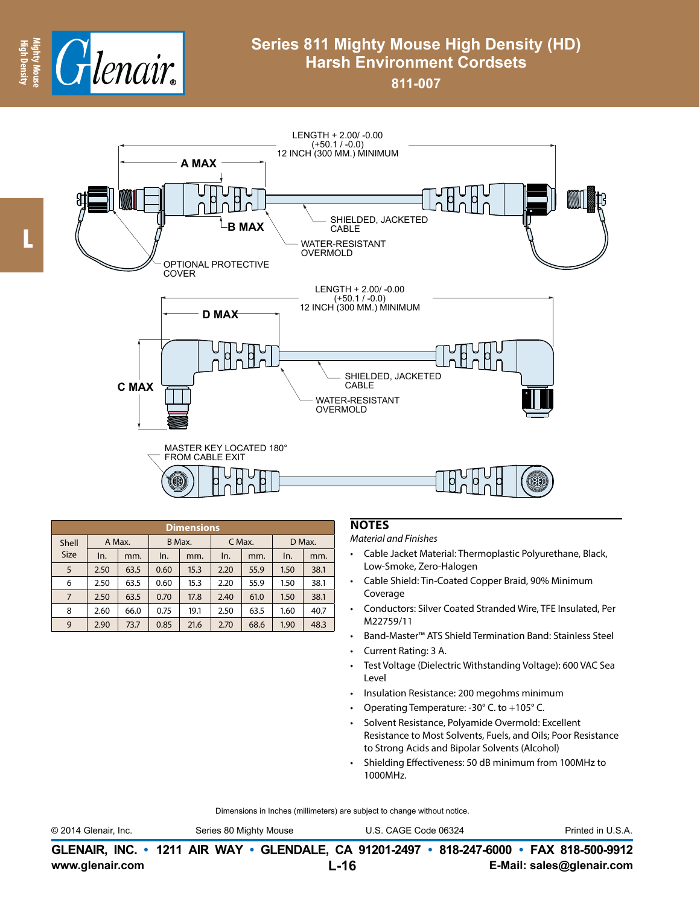# Series 811 Mighty Mouse High Density (HD) Harsh Environment Cordsets

## 811-007

LENGTH + 2.00/ -0.00
(+50.1 / -0.0)
12 INCH (300 MM.) MINIMUM

A MAX

B MAX

SHIELDED, JACKETED CABLE

WATER-RESISTANT OVERMOLD

OPTIONAL PROTECTIVE COVER

LENGTH + 2.00/ -0.00
(+50.1 / -0.0)
12 INCH (300 MM.) MINIMUM

D MAX

C MAX

SHIELDED, JACKETED CABLE

WATER-RESISTANT OVERMOLD

MASTER KEY LOCATED 180° FROM CABLE EXIT

| Dimensions | | | | | | | | |
|---|---|---|---|---|---|---|---|---|
| Shell Size | A Max. | | B Max. | | C Max. | | D Max. | |
| | In. | mm. | In. | mm. | In. | mm. | In. | mm. |
| 5 | 2.50 | 63.5 | 0.60 | 15.3 | 2.20 | 55.9 | 1.50 | 38.1 |
| 6 | 2.50 | 63.5 | 0.60 | 15.3 | 2.20 | 55.9 | 1.50 | 38.1 |
| 7 | 2.50 | 63.5 | 0.70 | 17.8 | 2.40 | 61.0 | 1.50 | 38.1 |
| 8 | 2.60 | 66.0 | 0.75 | 19.1 | 2.50 | 63.5 | 1.60 | 40.7 |
| 9 | 2.90 | 73.7 | 0.85 | 21.6 | 2.70 | 68.6 | 1.90 | 48.3 |

## NOTES

*Material and Finishes*

- Cable Jacket Material: Thermoplastic Polyurethane, Black, Low-Smoke, Zero-Halogen
- Cable Shield: Tin-Coated Copper Braid, 90% Minimum Coverage
- Conductors: Silver Coated Stranded Wire, TFE Insulated, Per M22759/11
- Band-Master™ ATS Shield Termination Band: Stainless Steel
- Current Rating: 3 A.
- Test Voltage (Dielectric Withstanding Voltage): 600 VAC Sea Level
- Insulation Resistance: 200 megohms minimum
- Operating Temperature: -30° C. to +105° C.
- Solvent Resistance, Polyamide Overmold: Excellent Resistance to Most Solvents, Fuels, and Oils; Poor Resistance to Strong Acids and Bipolar Solvents (Alcohol)
- Shielding Effectiveness: 50 dB minimum from 100MHz to 1000MHz.

Dimensions in Inches (millimeters) are subject to change without notice.